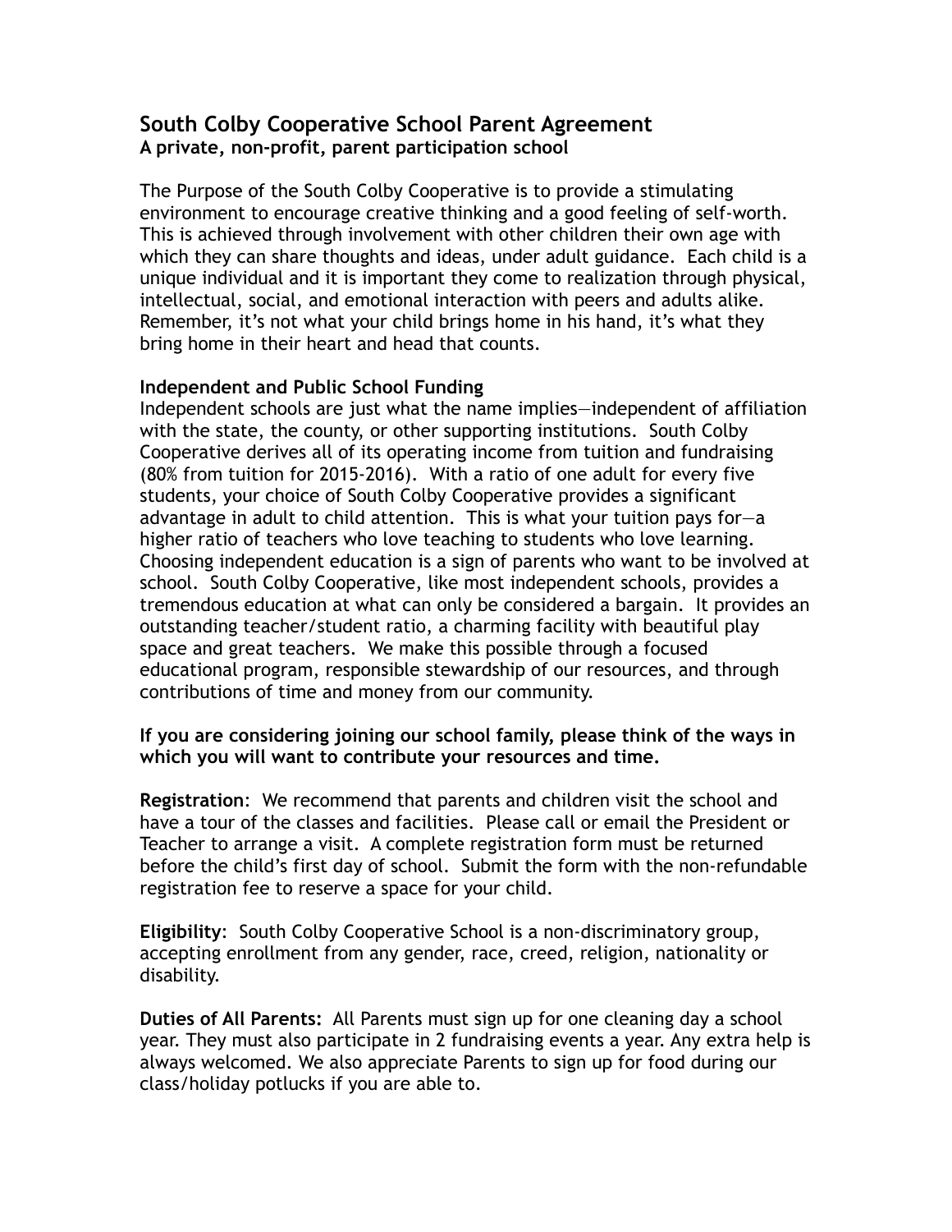## South Colby Cooperative School Parent Agreement
**A private, non-profit, parent participation school**

The Purpose of the South Colby Cooperative is to provide a stimulating environment to encourage creative thinking and a good feeling of self-worth. This is achieved through involvement with other children their own age with which they can share thoughts and ideas, under adult guidance. Each child is a unique individual and it is important they come to realization through physical, intellectual, social, and emotional interaction with peers and adults alike. Remember, it's not what your child brings home in his hand, it's what they bring home in their heart and head that counts.

**Independent and Public School Funding**
Independent schools are just what the name implies—independent of affiliation with the state, the county, or other supporting institutions. South Colby Cooperative derives all of its operating income from tuition and fundraising (80% from tuition for 2015-2016). With a ratio of one adult for every five students, your choice of South Colby Cooperative provides a significant advantage in adult to child attention. This is what your tuition pays for—a higher ratio of teachers who love teaching to students who love learning. Choosing independent education is a sign of parents who want to be involved at school. South Colby Cooperative, like most independent schools, provides a tremendous education at what can only be considered a bargain. It provides an outstanding teacher/student ratio, a charming facility with beautiful play space and great teachers. We make this possible through a focused educational program, responsible stewardship of our resources, and through contributions of time and money from our community.

**If you are considering joining our school family, please think of the ways in which you will want to contribute your resources and time.**

**Registration**: We recommend that parents and children visit the school and have a tour of the classes and facilities. Please call or email the President or Teacher to arrange a visit. A complete registration form must be returned before the child's first day of school. Submit the form with the non-refundable registration fee to reserve a space for your child.

**Eligibility**: South Colby Cooperative School is a non-discriminatory group, accepting enrollment from any gender, race, creed, religion, nationality or disability.

**Duties of All Parents:** All Parents must sign up for one cleaning day a school year. They must also participate in 2 fundraising events a year. Any extra help is always welcomed. We also appreciate Parents to sign up for food during our class/holiday potlucks if you are able to.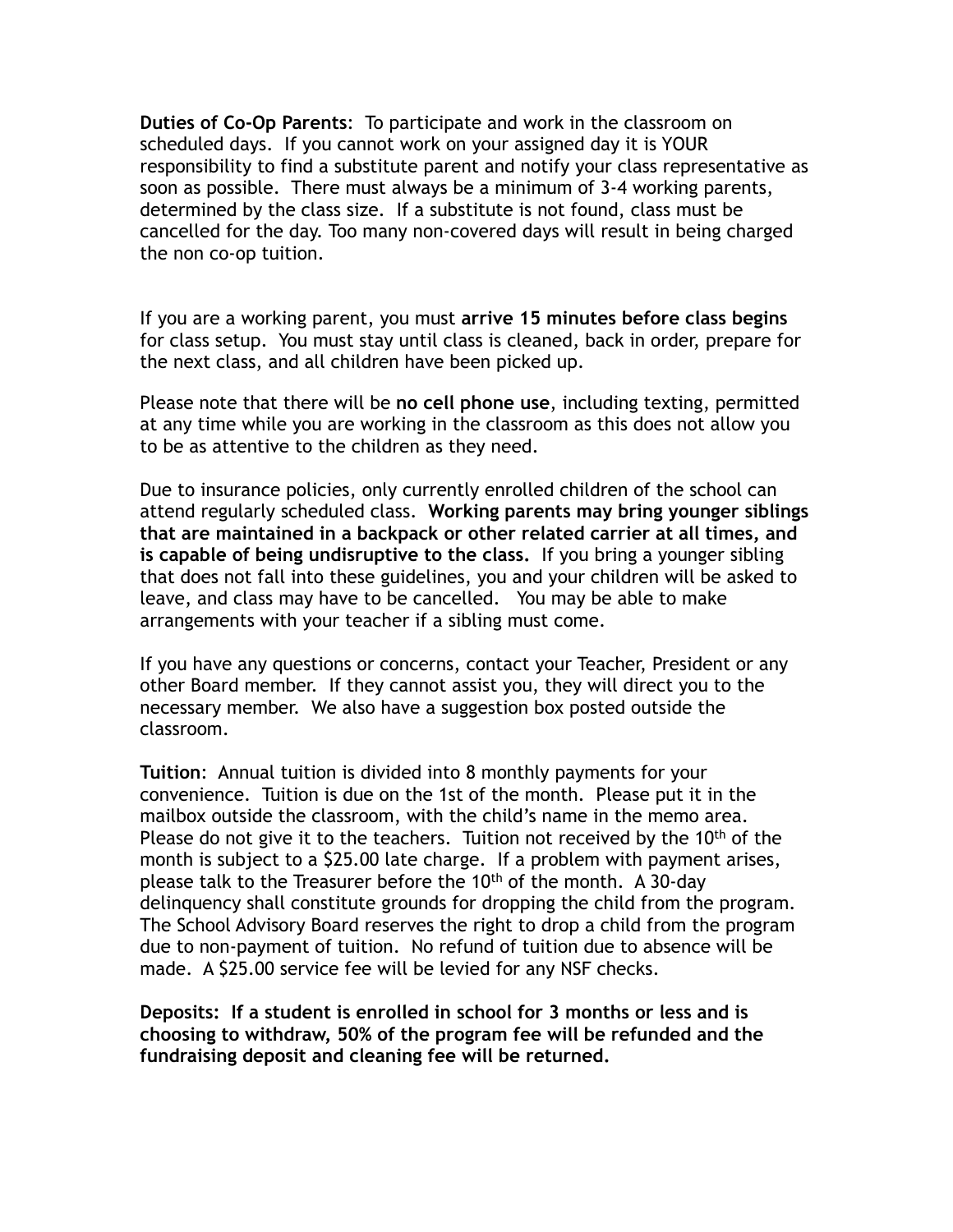**Duties of Co-Op Parents**: To participate and work in the classroom on scheduled days. If you cannot work on your assigned day it is YOUR responsibility to find a substitute parent and notify your class representative as soon as possible. There must always be a minimum of 3-4 working parents, determined by the class size. If a substitute is not found, class must be cancelled for the day. Too many non-covered days will result in being charged the non co-op tuition.

If you are a working parent, you must **arrive 15 minutes before class begins** for class setup. You must stay until class is cleaned, back in order, prepare for the next class, and all children have been picked up.

Please note that there will be **no cell phone use**, including texting, permitted at any time while you are working in the classroom as this does not allow you to be as attentive to the children as they need.

Due to insurance policies, only currently enrolled children of the school can attend regularly scheduled class. **Working parents may bring younger siblings that are maintained in a backpack or other related carrier at all times, and is capable of being undisruptive to the class.** If you bring a younger sibling that does not fall into these guidelines, you and your children will be asked to leave, and class may have to be cancelled. You may be able to make arrangements with your teacher if a sibling must come.

If you have any questions or concerns, contact your Teacher, President or any other Board member. If they cannot assist you, they will direct you to the necessary member. We also have a suggestion box posted outside the classroom.

**Tuition**: Annual tuition is divided into 8 monthly payments for your convenience. Tuition is due on the 1st of the month. Please put it in the mailbox outside the classroom, with the child's name in the memo area. Please do not give it to the teachers. Tuition not received by the 10th of the month is subject to a $25.00 late charge. If a problem with payment arises, please talk to the Treasurer before the 10th of the month. A 30-day delinquency shall constitute grounds for dropping the child from the program. The School Advisory Board reserves the right to drop a child from the program due to non-payment of tuition. No refund of tuition due to absence will be made. A $25.00 service fee will be levied for any NSF checks.

**Deposits: If a student is enrolled in school for 3 months or less and is choosing to withdraw, 50% of the program fee will be refunded and the fundraising deposit and cleaning fee will be returned.**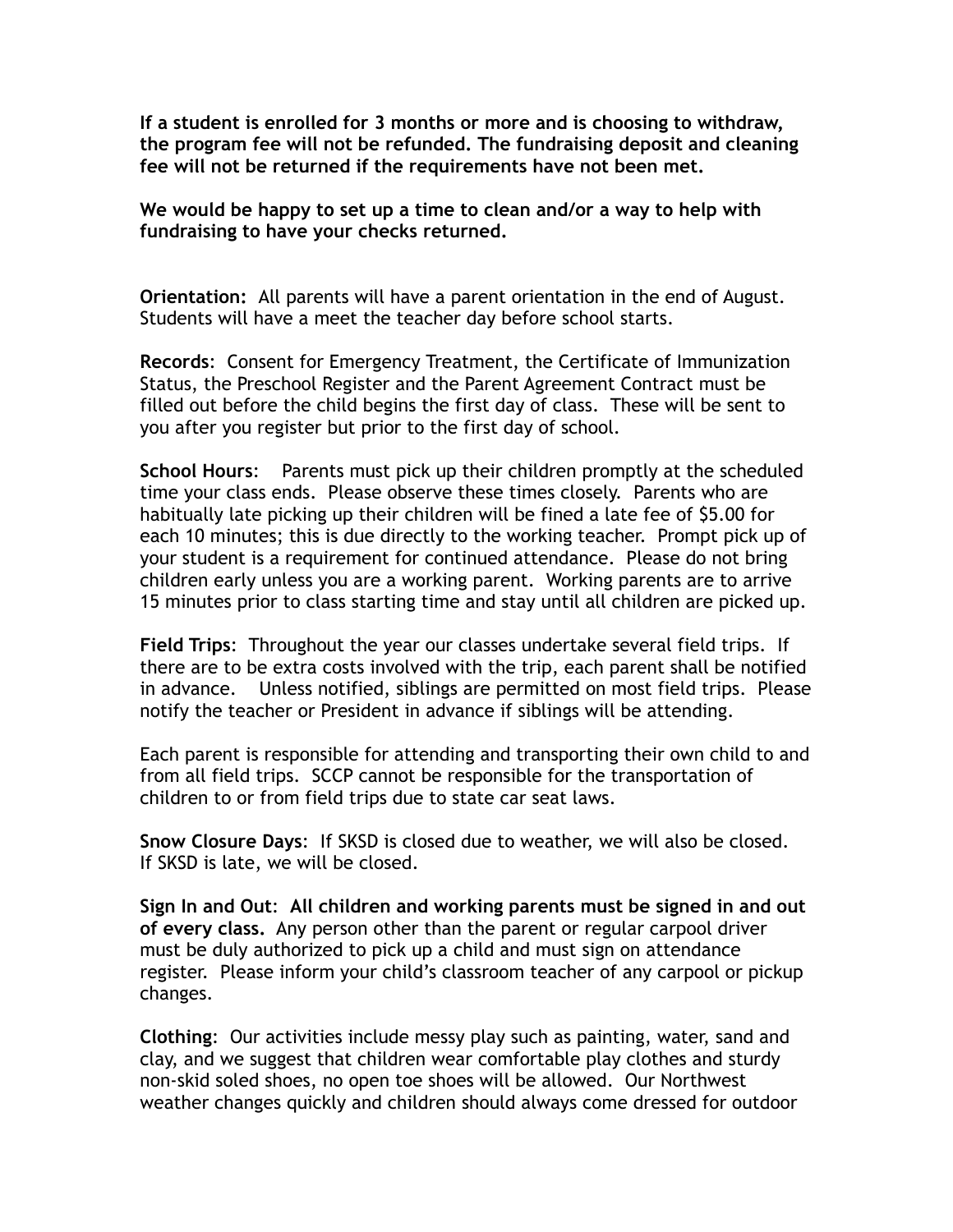**If a student is enrolled for 3 months or more and is choosing to withdraw, the program fee will not be refunded. The fundraising deposit and cleaning fee will not be returned if the requirements have not been met.**

**We would be happy to set up a time to clean and/or a way to help with fundraising to have your checks returned.**

**Orientation:** All parents will have a parent orientation in the end of August. Students will have a meet the teacher day before school starts.

**Records**: Consent for Emergency Treatment, the Certificate of Immunization Status, the Preschool Register and the Parent Agreement Contract must be filled out before the child begins the first day of class. These will be sent to you after you register but prior to the first day of school.

**School Hours**: Parents must pick up their children promptly at the scheduled time your class ends. Please observe these times closely. Parents who are habitually late picking up their children will be fined a late fee of $5.00 for each 10 minutes; this is due directly to the working teacher. Prompt pick up of your student is a requirement for continued attendance. Please do not bring children early unless you are a working parent. Working parents are to arrive 15 minutes prior to class starting time and stay until all children are picked up.

**Field Trips**: Throughout the year our classes undertake several field trips. If there are to be extra costs involved with the trip, each parent shall be notified in advance. Unless notified, siblings are permitted on most field trips. Please notify the teacher or President in advance if siblings will be attending.

Each parent is responsible for attending and transporting their own child to and from all field trips. SCCP cannot be responsible for the transportation of children to or from field trips due to state car seat laws.

**Snow Closure Days**: If SKSD is closed due to weather, we will also be closed. If SKSD is late, we will be closed.

**Sign In and Out**: **All children and working parents must be signed in and out of every class.** Any person other than the parent or regular carpool driver must be duly authorized to pick up a child and must sign on attendance register. Please inform your child's classroom teacher of any carpool or pickup changes.

**Clothing**: Our activities include messy play such as painting, water, sand and clay, and we suggest that children wear comfortable play clothes and sturdy non-skid soled shoes, no open toe shoes will be allowed. Our Northwest weather changes quickly and children should always come dressed for outdoor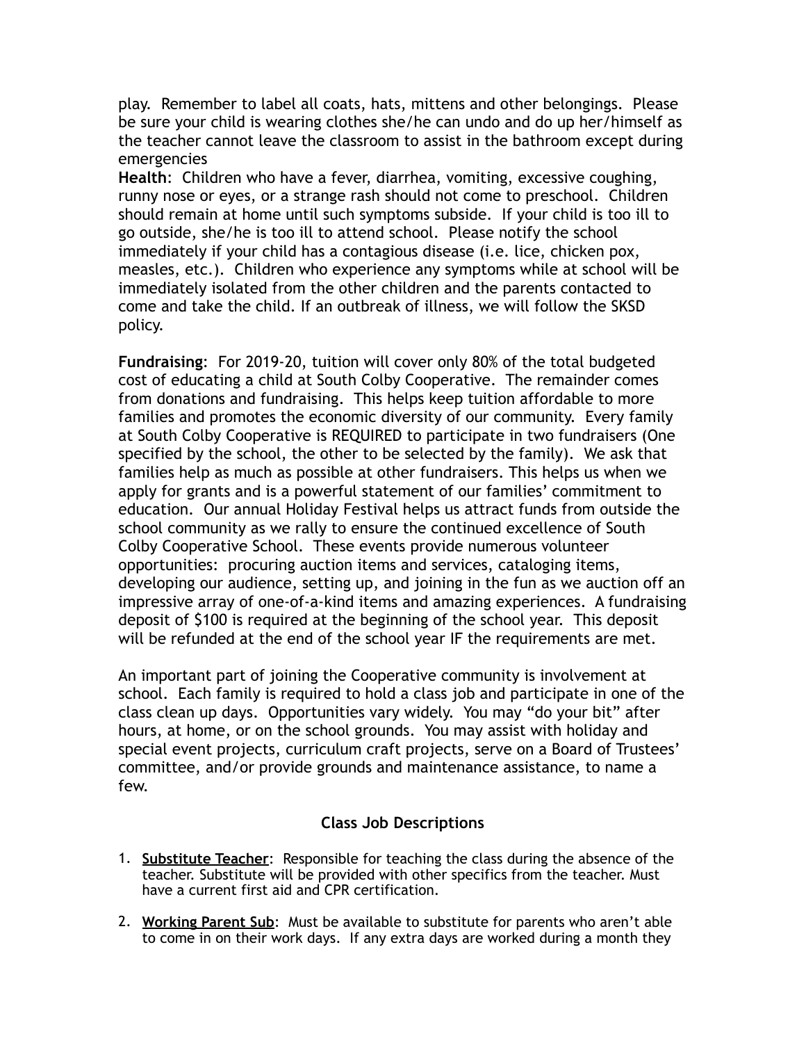play. Remember to label all coats, hats, mittens and other belongings. Please be sure your child is wearing clothes she/he can undo and do up her/himself as the teacher cannot leave the classroom to assist in the bathroom except during emergencies

**Health**: Children who have a fever, diarrhea, vomiting, excessive coughing, runny nose or eyes, or a strange rash should not come to preschool. Children should remain at home until such symptoms subside. If your child is too ill to go outside, she/he is too ill to attend school. Please notify the school immediately if your child has a contagious disease (i.e. lice, chicken pox, measles, etc.). Children who experience any symptoms while at school will be immediately isolated from the other children and the parents contacted to come and take the child. If an outbreak of illness, we will follow the SKSD policy.

**Fundraising**: For 2019-20, tuition will cover only 80% of the total budgeted cost of educating a child at South Colby Cooperative. The remainder comes from donations and fundraising. This helps keep tuition affordable to more families and promotes the economic diversity of our community. Every family at South Colby Cooperative is REQUIRED to participate in two fundraisers (One specified by the school, the other to be selected by the family). We ask that families help as much as possible at other fundraisers. This helps us when we apply for grants and is a powerful statement of our families' commitment to education. Our annual Holiday Festival helps us attract funds from outside the school community as we rally to ensure the continued excellence of South Colby Cooperative School. These events provide numerous volunteer opportunities: procuring auction items and services, cataloging items, developing our audience, setting up, and joining in the fun as we auction off an impressive array of one-of-a-kind items and amazing experiences. A fundraising deposit of $100 is required at the beginning of the school year. This deposit will be refunded at the end of the school year IF the requirements are met.

An important part of joining the Cooperative community is involvement at school. Each family is required to hold a class job and participate in one of the class clean up days. Opportunities vary widely. You may "do your bit" after hours, at home, or on the school grounds. You may assist with holiday and special event projects, curriculum craft projects, serve on a Board of Trustees' committee, and/or provide grounds and maintenance assistance, to name a few.

## Class Job Descriptions

1. **Substitute Teacher**: Responsible for teaching the class during the absence of the teacher. Substitute will be provided with other specifics from the teacher. Must have a current first aid and CPR certification.
2. **Working Parent Sub**: Must be available to substitute for parents who aren't able to come in on their work days. If any extra days are worked during a month they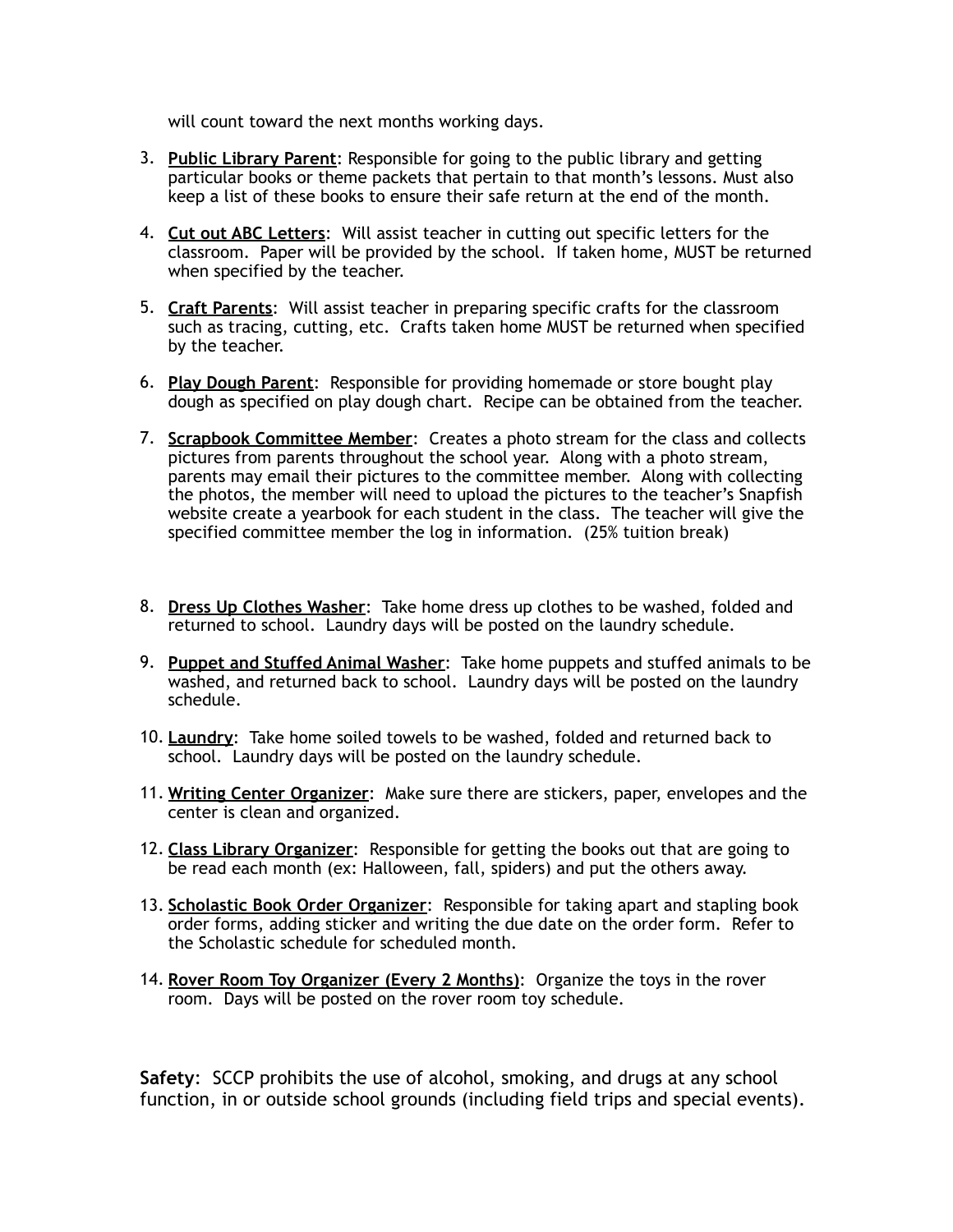will count toward the next months working days.

3. **Public Library Parent**: Responsible for going to the public library and getting particular books or theme packets that pertain to that month's lessons. Must also keep a list of these books to ensure their safe return at the end of the month.

4. **Cut out ABC Letters**: Will assist teacher in cutting out specific letters for the classroom. Paper will be provided by the school. If taken home, MUST be returned when specified by the teacher.

5. **Craft Parents**: Will assist teacher in preparing specific crafts for the classroom such as tracing, cutting, etc. Crafts taken home MUST be returned when specified by the teacher.

6. **Play Dough Parent**: Responsible for providing homemade or store bought play dough as specified on play dough chart. Recipe can be obtained from the teacher.

7. **Scrapbook Committee Member**: Creates a photo stream for the class and collects pictures from parents throughout the school year. Along with a photo stream, parents may email their pictures to the committee member. Along with collecting the photos, the member will need to upload the pictures to the teacher's Snapfish website create a yearbook for each student in the class. The teacher will give the specified committee member the log in information. (25% tuition break)

8. **Dress Up Clothes Washer**: Take home dress up clothes to be washed, folded and returned to school. Laundry days will be posted on the laundry schedule.

9. **Puppet and Stuffed Animal Washer**: Take home puppets and stuffed animals to be washed, and returned back to school. Laundry days will be posted on the laundry schedule.

10. **Laundry**: Take home soiled towels to be washed, folded and returned back to school. Laundry days will be posted on the laundry schedule.

11. **Writing Center Organizer**: Make sure there are stickers, paper, envelopes and the center is clean and organized.

12. **Class Library Organizer**: Responsible for getting the books out that are going to be read each month (ex: Halloween, fall, spiders) and put the others away.

13. **Scholastic Book Order Organizer**: Responsible for taking apart and stapling book order forms, adding sticker and writing the due date on the order form. Refer to the Scholastic schedule for scheduled month.

14. **Rover Room Toy Organizer (Every 2 Months)**: Organize the toys in the rover room. Days will be posted on the rover room toy schedule.

**Safety**: SCCP prohibits the use of alcohol, smoking, and drugs at any school function, in or outside school grounds (including field trips and special events).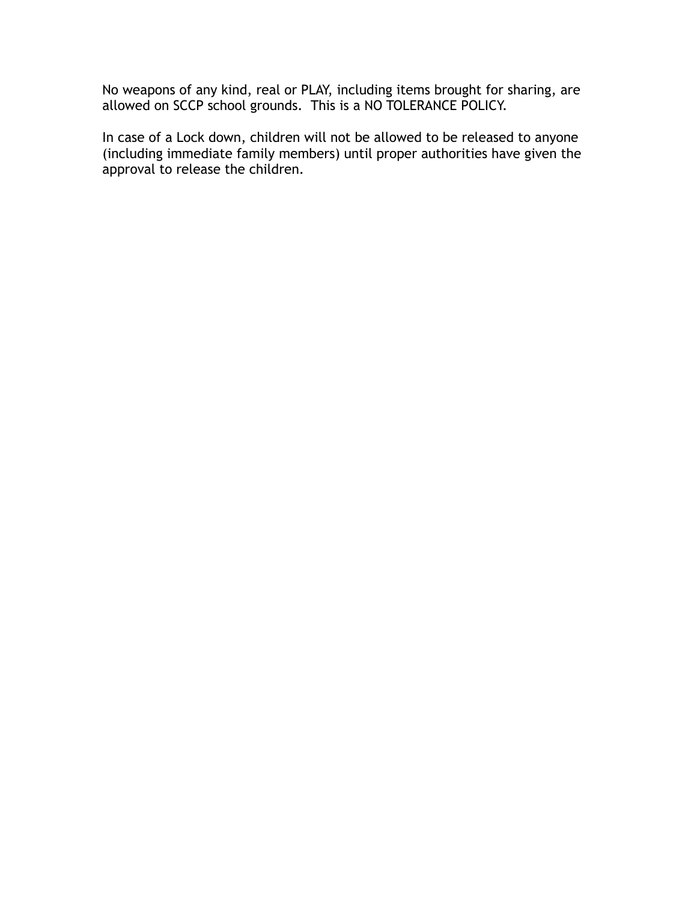No weapons of any kind, real or PLAY, including items brought for sharing, are allowed on SCCP school grounds.  This is a NO TOLERANCE POLICY.

In case of a Lock down, children will not be allowed to be released to anyone (including immediate family members) until proper authorities have given the approval to release the children.